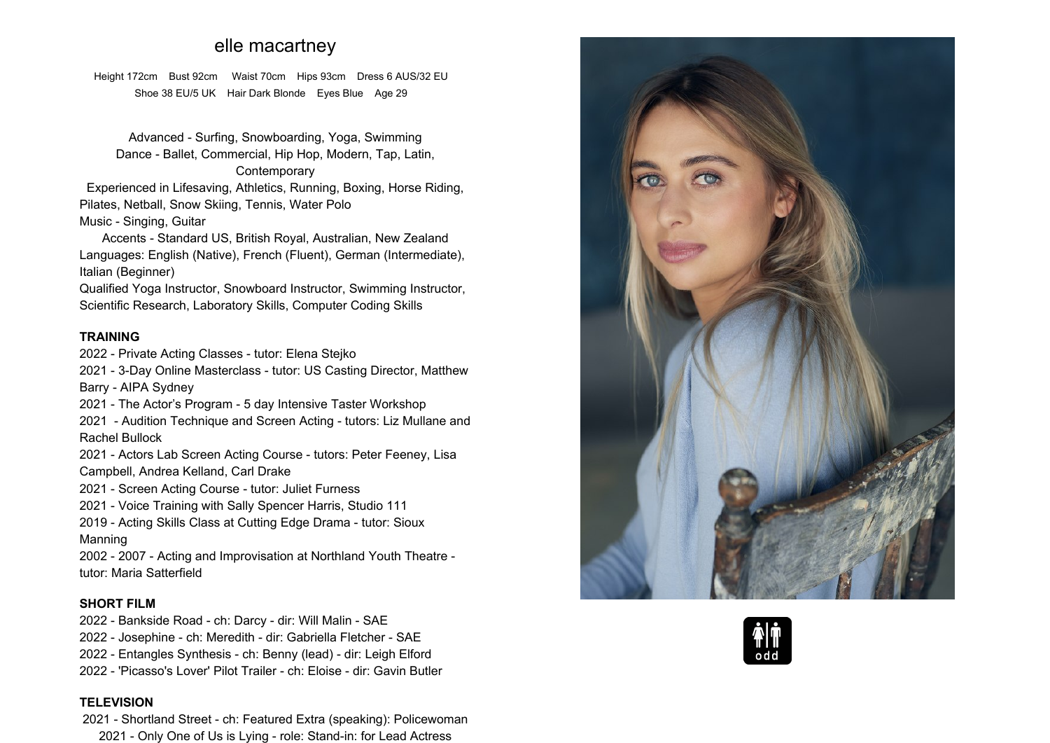# elle macartney

Height 172cm Bust 92cm Waist 70cm Hips 93cm Dress 6 AUS/32 EU
Shoe 38 EU/5 UK Hair Dark Blonde Eyes Blue Age 29

Advanced - Surfing, Snowboarding, Yoga, Swimming
Dance - Ballet, Commercial, Hip Hop, Modern, Tap, Latin, Contemporary
Experienced in Lifesaving, Athletics, Running, Boxing, Horse Riding, Pilates, Netball, Snow Skiing, Tennis, Water Polo
Music - Singing, Guitar
Accents - Standard US, British Royal, Australian, New Zealand
Languages: English (Native), French (Fluent), German (Intermediate), Italian (Beginner)
Qualified Yoga Instructor, Snowboard Instructor, Swimming Instructor, Scientific Research, Laboratory Skills, Computer Coding Skills

**TRAINING**

2022 - Private Acting Classes - tutor: Elena Stejko
2021 - 3-Day Online Masterclass - tutor: US Casting Director, Matthew Barry - AIPA Sydney
2021 - The Actor's Program - 5 day Intensive Taster Workshop
2021 - Audition Technique and Screen Acting - tutors: Liz Mullane and Rachel Bullock
2021 - Actors Lab Screen Acting Course - tutors: Peter Feeney, Lisa Campbell, Andrea Kelland, Carl Drake
2021 - Screen Acting Course - tutor: Juliet Furness
2021 - Voice Training with Sally Spencer Harris, Studio 111
2019 - Acting Skills Class at Cutting Edge Drama - tutor: Sioux Manning
2002 - 2007 - Acting and Improvisation at Northland Youth Theatre - tutor: Maria Satterfield

**SHORT FILM**

2022 - Bankside Road - ch: Darcy - dir: Will Malin - SAE
2022 - Josephine - ch: Meredith - dir: Gabriella Fletcher - SAE
2022 - Entangles Synthesis - ch: Benny (lead) - dir: Leigh Elford
2022 - 'Picasso's Lover' Pilot Trailer - ch: Eloise - dir: Gavin Butler

**TELEVISION**

2021 - Shortland Street - ch: Featured Extra (speaking): Policewoman
2021 - Only One of Us is Lying - role: Stand-in: for Lead Actress

odd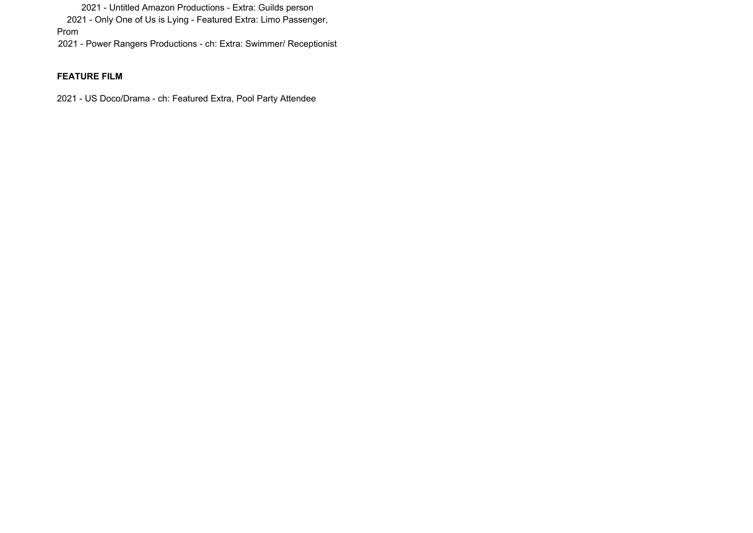2021 - Untitled Amazon Productions - Extra: Guilds person
2021 - Only One of Us is Lying - Featured Extra: Limo Passenger, Prom
2021 - Power Rangers Productions - ch: Extra: Swimmer/ Receptionist

**FEATURE FILM**

2021 - US Doco/Drama - ch: Featured Extra, Pool Party Attendee